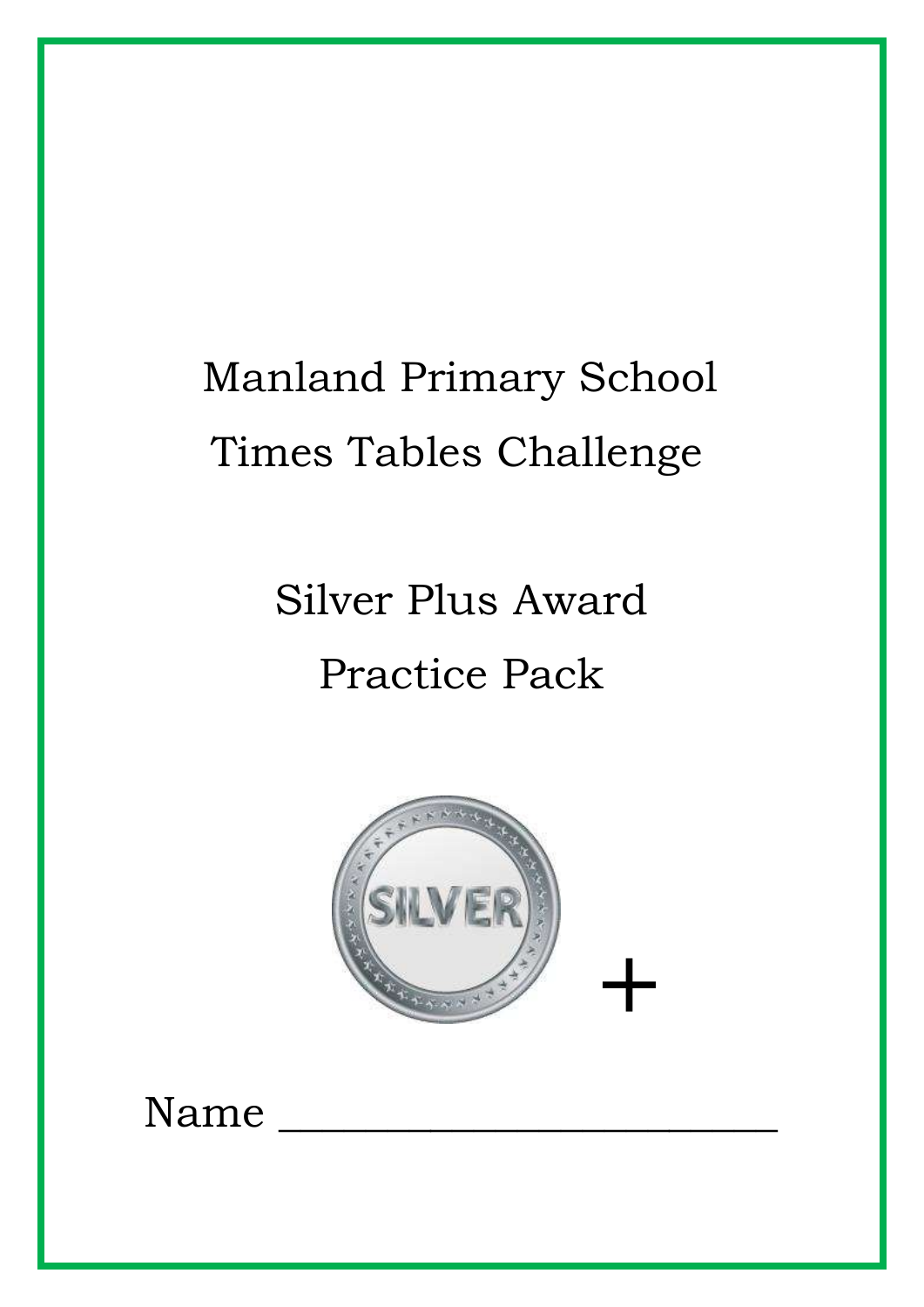# Manland Primary School

# Times Tables Challenge

## Silver Plus Award

## Practice Pack

Name ________________________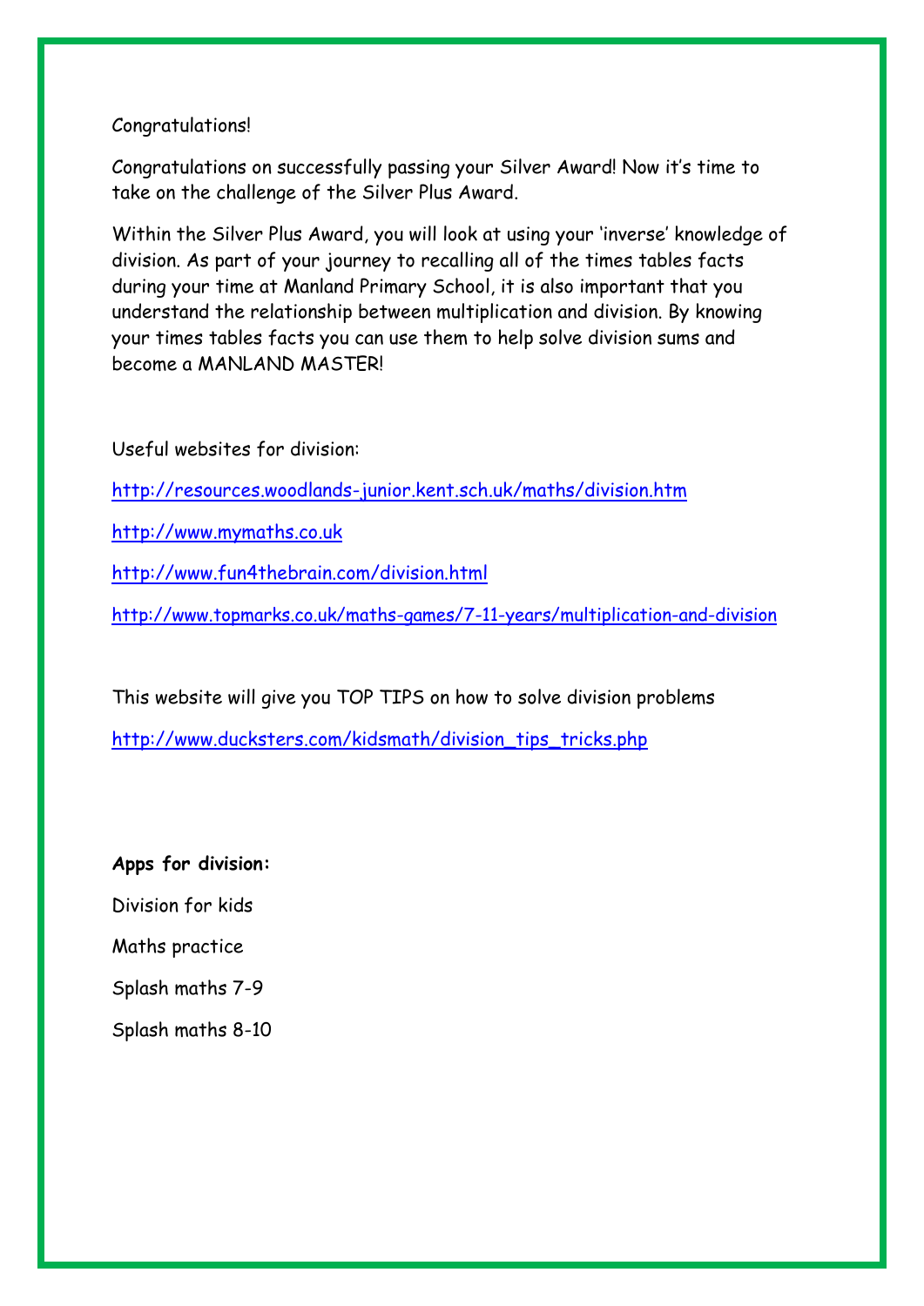Congratulations!

Congratulations on successfully passing your Silver Award! Now it's time to take on the challenge of the Silver Plus Award.

Within the Silver Plus Award, you will look at using your 'inverse' knowledge of division. As part of your journey to recalling all of the times tables facts during your time at Manland Primary School, it is also important that you understand the relationship between multiplication and division. By knowing your times tables facts you can use them to help solve division sums and become a MANLAND MASTER!

Useful websites for division:

http://resources.woodlands-junior.kent.sch.uk/maths/division.htm

http://www.mymaths.co.uk

http://www.fun4thebrain.com/division.html

http://www.topmarks.co.uk/maths-games/7-11-years/multiplication-and-division

This website will give you TOP TIPS on how to solve division problems

http://www.ducksters.com/kidsmath/division_tips_tricks.php

**Apps for division:**

Division for kids

Maths practice

Splash maths 7-9

Splash maths 8-10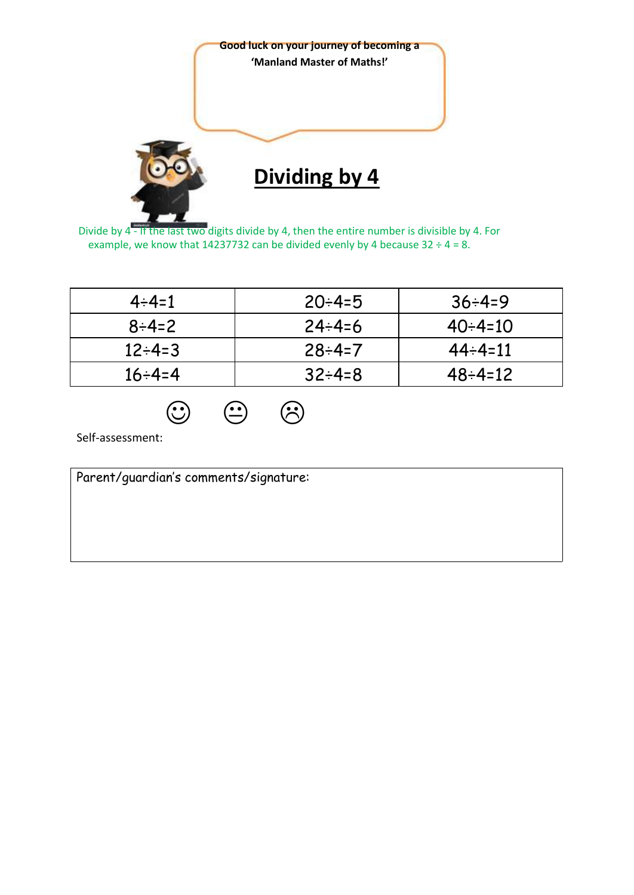Good luck on your journey of becoming a 'Manland Master of Maths!'

# Dividing by 4

Divide by 4 - If the last two digits divide by 4, then the entire number is divisible by 4. For example, we know that 14237732 can be divided evenly by 4 because $32 \div 4 = 8$.

| | | |
|---|---|---|
| $4 \div 4 = 1$ | $20 \div 4 = 5$ | $36 \div 4 = 9$ |
| $8 \div 4 = 2$ | $24 \div 4 = 6$ | $40 \div 4 = 10$ |
| $12 \div 4 = 3$ | $28 \div 4 = 7$ | $44 \div 4 = 11$ |
| $16 \div 4 = 4$ | $32 \div 4 = 8$ | $48 \div 4 = 12$ |

☺ 😐 ☹

Self-assessment:

| Parent/guardian's comments/signature: |
|---|
| |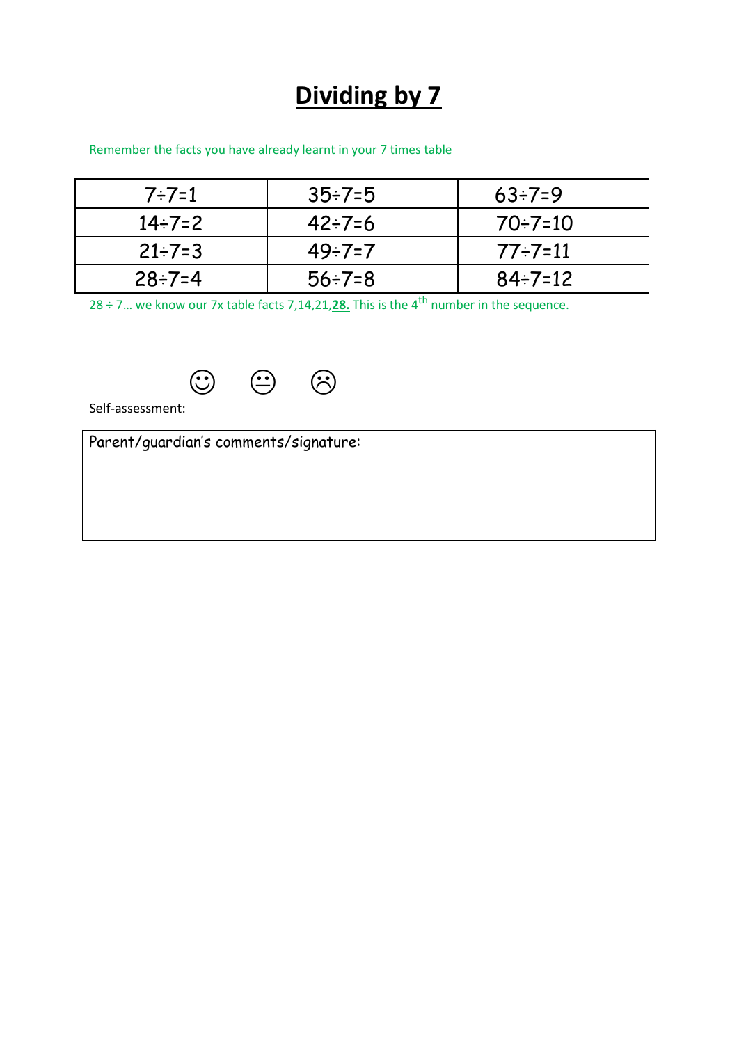# **Dividing by 7**

Remember the facts you have already learnt in your 7 times table

| | | |
|---|---|---|
| 7÷7=1 | 35÷7=5 | 63÷7=9 |
| 14÷7=2 | 42÷7=6 | 70÷7=10 |
| 21÷7=3 | 49÷7=7 | 77÷7=11 |
| 28÷7=4 | 56÷7=8 | 84÷7=12 |

28 ÷ 7… we know our 7x table facts 7,14,21,**28.** This is the $4^{th}$ number in the sequence.

Self-assessment: ☺ 😐 ☹

Parent/guardian's comments/signature: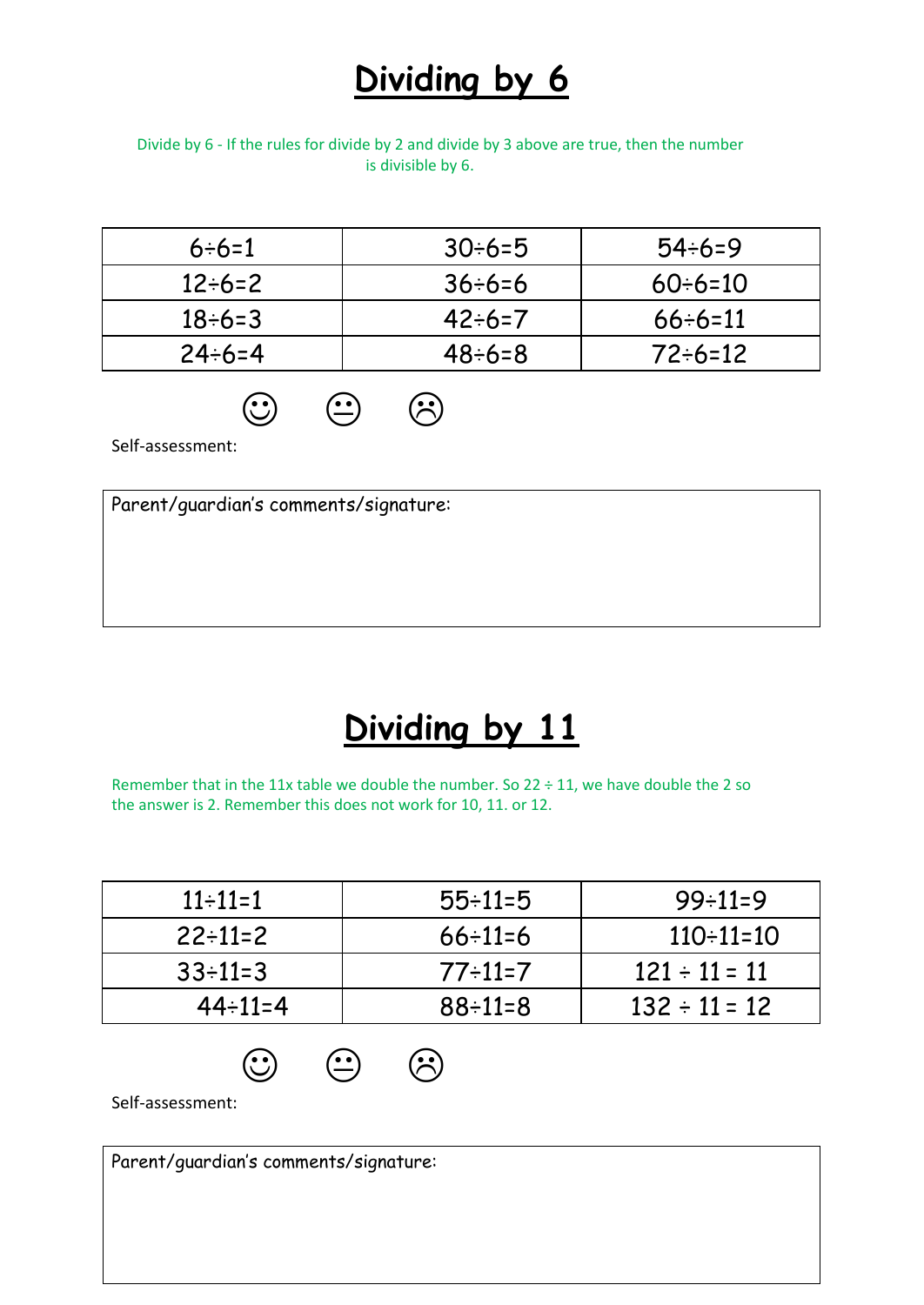# Dividing by 6

Divide by 6 - If the rules for divide by 2 and divide by 3 above are true, then the number is divisible by 6.

| | | |
|---|---|---|
| 6÷6=1 | 30÷6=5 | 54÷6=9 |
| 12÷6=2 | 36÷6=6 | 60÷6=10 |
| 18÷6=3 | 42÷6=7 | 66÷6=11 |
| 24÷6=4 | 48÷6=8 | 72÷6=12 |

☺ 😐 ☹

Self-assessment:

Parent/guardian's comments/signature:

# Dividing by 11

Remember that in the 11x table we double the number. So 22 ÷ 11, we have double the 2 so the answer is 2. Remember this does not work for 10, 11. or 12.

| | | |
|---|---|---|
| 11÷11=1 | 55÷11=5 | 99÷11=9 |
| 22÷11=2 | 66÷11=6 | 110÷11=10 |
| 33÷11=3 | 77÷11=7 | 121 ÷ 11 = 11 |
| 44÷11=4 | 88÷11=8 | 132 ÷ 11 = 12 |

☺ 😐 ☹

Self-assessment:

Parent/guardian's comments/signature: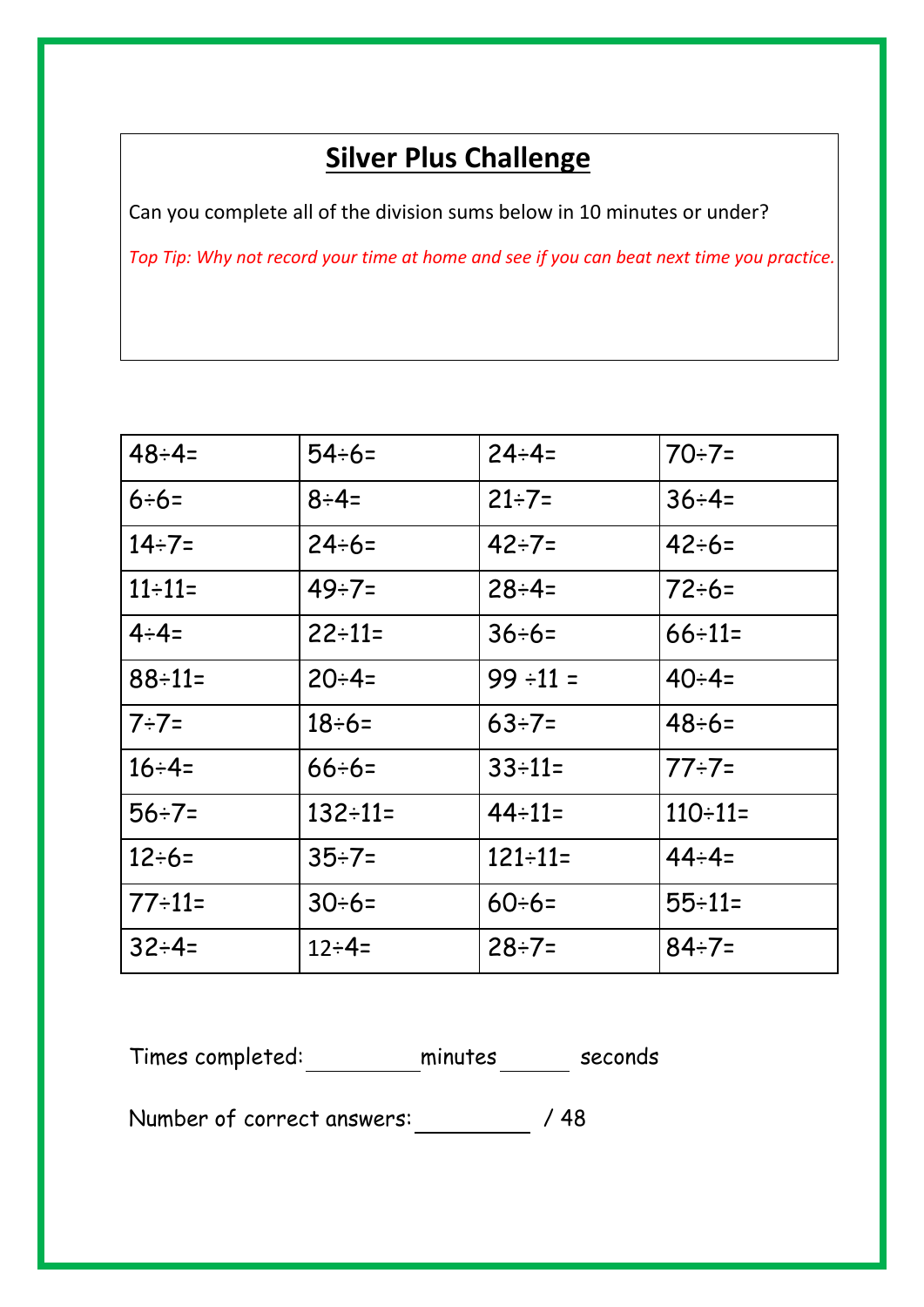## Silver Plus Challenge

Can you complete all of the division sums below in 10 minutes or under?

*Top Tip: Why not record your time at home and see if you can beat next time you practice.*

| | | | |
|---|---|---|---|
| 48÷4= | 54÷6= | 24÷4= | 70÷7= |
| 6÷6= | 8÷4= | 21÷7= | 36÷4= |
| 14÷7= | 24÷6= | 42÷7= | 42÷6= |
| 11÷11= | 49÷7= | 28÷4= | 72÷6= |
| 4÷4= | 22÷11= | 36÷6= | 66÷11= |
| 88÷11= | 20÷4= | 99 ÷11 = | 40÷4= |
| 7÷7= | 18÷6= | 63÷7= | 48÷6= |
| 16÷4= | 66÷6= | 33÷11= | 77÷7= |
| 56÷7= | 132÷11= | 44÷11= | 110÷11= |
| 12÷6= | 35÷7= | 121÷11= | 44÷4= |
| 77÷11= | 30÷6= | 60÷6= | 55÷11= |
| 32÷4= | 12÷4= | 28÷7= | 84÷7= |

Times completed:\_\_\_\_\_\_\_\_\_\_minutes \_\_\_\_\_\_ seconds

Number of correct answers:\_\_\_\_\_\_\_\_\_\_ / 48